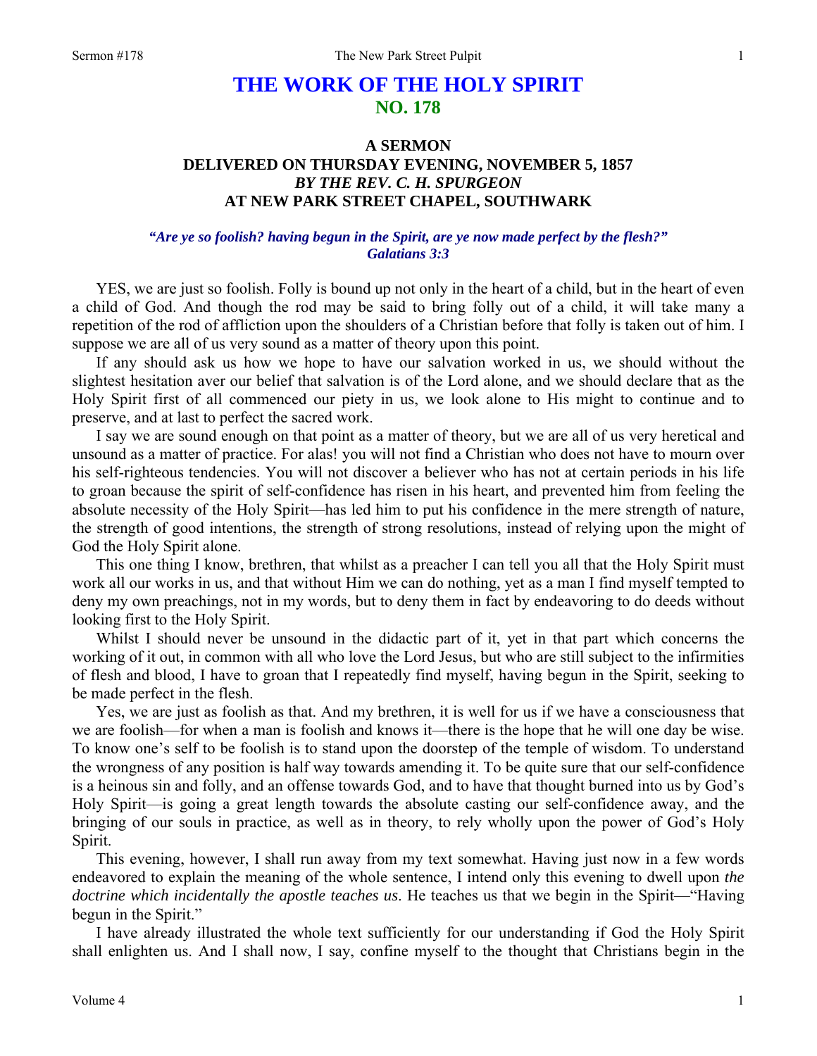# THE WORK OF THE HOLY SPIRIT
## NO. 178

### A SERMON
### DELIVERED ON THURSDAY EVENING, NOVEMBER 5, 1857
### *BY THE REV. C. H. SPURGEON*
### AT NEW PARK STREET CHAPEL, SOUTHWARK

***"Are ye so foolish? having begun in the Spirit, are ye now made perfect by the flesh?" Galatians 3:3***

YES, we are just so foolish. Folly is bound up not only in the heart of a child, but in the heart of even a child of God. And though the rod may be said to bring folly out of a child, it will take many a repetition of the rod of affliction upon the shoulders of a Christian before that folly is taken out of him. I suppose we are all of us very sound as a matter of theory upon this point.

If any should ask us how we hope to have our salvation worked in us, we should without the slightest hesitation aver our belief that salvation is of the Lord alone, and we should declare that as the Holy Spirit first of all commenced our piety in us, we look alone to His might to continue and to preserve, and at last to perfect the sacred work.

I say we are sound enough on that point as a matter of theory, but we are all of us very heretical and unsound as a matter of practice. For alas! you will not find a Christian who does not have to mourn over his self-righteous tendencies. You will not discover a believer who has not at certain periods in his life to groan because the spirit of self-confidence has risen in his heart, and prevented him from feeling the absolute necessity of the Holy Spirit—has led him to put his confidence in the mere strength of nature, the strength of good intentions, the strength of strong resolutions, instead of relying upon the might of God the Holy Spirit alone.

This one thing I know, brethren, that whilst as a preacher I can tell you all that the Holy Spirit must work all our works in us, and that without Him we can do nothing, yet as a man I find myself tempted to deny my own preachings, not in my words, but to deny them in fact by endeavoring to do deeds without looking first to the Holy Spirit.

Whilst I should never be unsound in the didactic part of it, yet in that part which concerns the working of it out, in common with all who love the Lord Jesus, but who are still subject to the infirmities of flesh and blood, I have to groan that I repeatedly find myself, having begun in the Spirit, seeking to be made perfect in the flesh.

Yes, we are just as foolish as that. And my brethren, it is well for us if we have a consciousness that we are foolish—for when a man is foolish and knows it—there is the hope that he will one day be wise. To know one's self to be foolish is to stand upon the doorstep of the temple of wisdom. To understand the wrongness of any position is half way towards amending it. To be quite sure that our self-confidence is a heinous sin and folly, and an offense towards God, and to have that thought burned into us by God's Holy Spirit—is going a great length towards the absolute casting our self-confidence away, and the bringing of our souls in practice, as well as in theory, to rely wholly upon the power of God's Holy Spirit.

This evening, however, I shall run away from my text somewhat. Having just now in a few words endeavored to explain the meaning of the whole sentence, I intend only this evening to dwell upon *the doctrine which incidentally the apostle teaches us*. He teaches us that we begin in the Spirit—"Having begun in the Spirit."

I have already illustrated the whole text sufficiently for our understanding if God the Holy Spirit shall enlighten us. And I shall now, I say, confine myself to the thought that Christians begin in the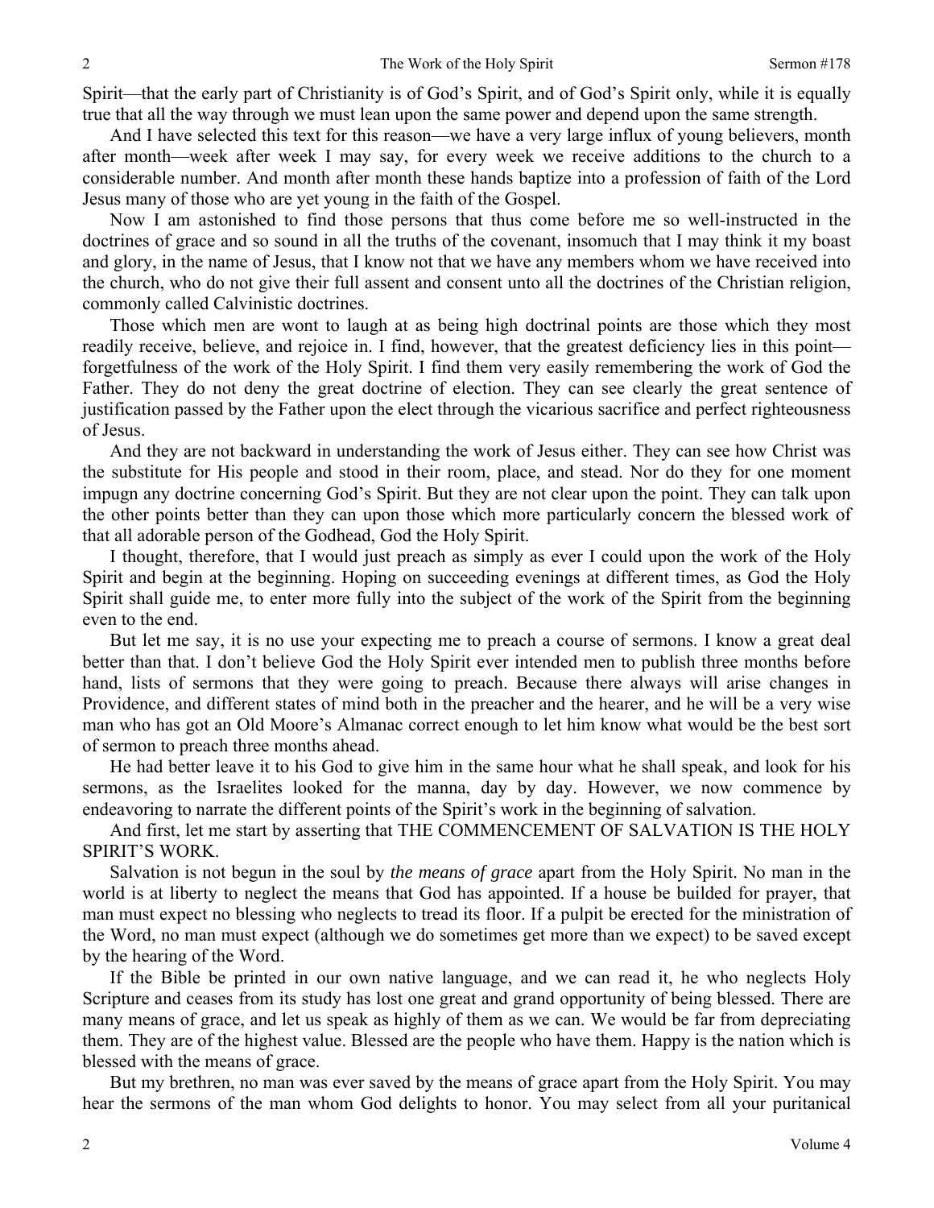Spirit—that the early part of Christianity is of God's Spirit, and of God's Spirit only, while it is equally true that all the way through we must lean upon the same power and depend upon the same strength.

And I have selected this text for this reason—we have a very large influx of young believers, month after month—week after week I may say, for every week we receive additions to the church to a considerable number. And month after month these hands baptize into a profession of faith of the Lord Jesus many of those who are yet young in the faith of the Gospel.

Now I am astonished to find those persons that thus come before me so well-instructed in the doctrines of grace and so sound in all the truths of the covenant, insomuch that I may think it my boast and glory, in the name of Jesus, that I know not that we have any members whom we have received into the church, who do not give their full assent and consent unto all the doctrines of the Christian religion, commonly called Calvinistic doctrines.

Those which men are wont to laugh at as being high doctrinal points are those which they most readily receive, believe, and rejoice in. I find, however, that the greatest deficiency lies in this point—forgetfulness of the work of the Holy Spirit. I find them very easily remembering the work of God the Father. They do not deny the great doctrine of election. They can see clearly the great sentence of justification passed by the Father upon the elect through the vicarious sacrifice and perfect righteousness of Jesus.

And they are not backward in understanding the work of Jesus either. They can see how Christ was the substitute for His people and stood in their room, place, and stead. Nor do they for one moment impugn any doctrine concerning God's Spirit. But they are not clear upon the point. They can talk upon the other points better than they can upon those which more particularly concern the blessed work of that all adorable person of the Godhead, God the Holy Spirit.

I thought, therefore, that I would just preach as simply as ever I could upon the work of the Holy Spirit and begin at the beginning. Hoping on succeeding evenings at different times, as God the Holy Spirit shall guide me, to enter more fully into the subject of the work of the Spirit from the beginning even to the end.

But let me say, it is no use your expecting me to preach a course of sermons. I know a great deal better than that. I don't believe God the Holy Spirit ever intended men to publish three months before hand, lists of sermons that they were going to preach. Because there always will arise changes in Providence, and different states of mind both in the preacher and the hearer, and he will be a very wise man who has got an Old Moore's Almanac correct enough to let him know what would be the best sort of sermon to preach three months ahead.

He had better leave it to his God to give him in the same hour what he shall speak, and look for his sermons, as the Israelites looked for the manna, day by day. However, we now commence by endeavoring to narrate the different points of the Spirit's work in the beginning of salvation.

And first, let me start by asserting that THE COMMENCEMENT OF SALVATION IS THE HOLY SPIRIT'S WORK.

Salvation is not begun in the soul by *the means of grace* apart from the Holy Spirit. No man in the world is at liberty to neglect the means that God has appointed. If a house be builded for prayer, that man must expect no blessing who neglects to tread its floor. If a pulpit be erected for the ministration of the Word, no man must expect (although we do sometimes get more than we expect) to be saved except by the hearing of the Word.

If the Bible be printed in our own native language, and we can read it, he who neglects Holy Scripture and ceases from its study has lost one great and grand opportunity of being blessed. There are many means of grace, and let us speak as highly of them as we can. We would be far from depreciating them. They are of the highest value. Blessed are the people who have them. Happy is the nation which is blessed with the means of grace.

But my brethren, no man was ever saved by the means of grace apart from the Holy Spirit. You may hear the sermons of the man whom God delights to honor. You may select from all your puritanical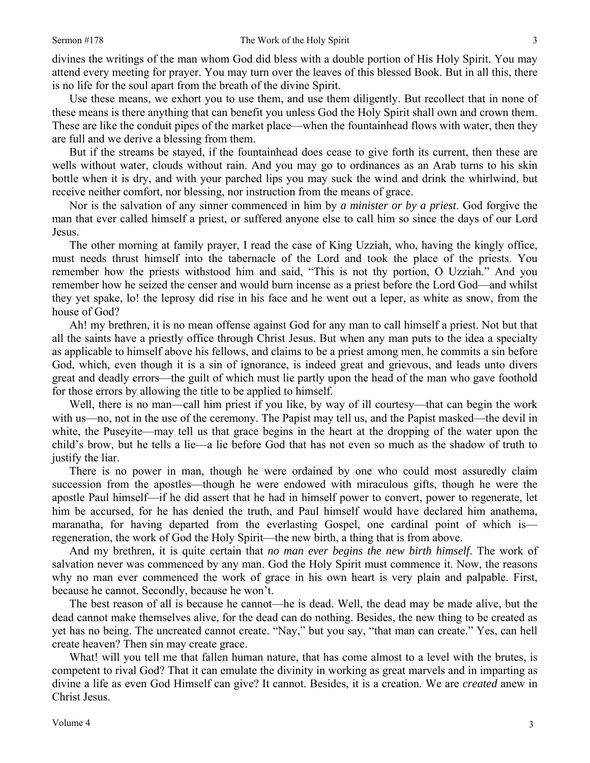divines the writings of the man whom God did bless with a double portion of His Holy Spirit. You may attend every meeting for prayer. You may turn over the leaves of this blessed Book. But in all this, there is no life for the soul apart from the breath of the divine Spirit.

Use these means, we exhort you to use them, and use them diligently. But recollect that in none of these means is there anything that can benefit you unless God the Holy Spirit shall own and crown them. These are like the conduit pipes of the market place—when the fountainhead flows with water, then they are full and we derive a blessing from them.

But if the streams be stayed, if the fountainhead does cease to give forth its current, then these are wells without water, clouds without rain. And you may go to ordinances as an Arab turns to his skin bottle when it is dry, and with your parched lips you may suck the wind and drink the whirlwind, but receive neither comfort, nor blessing, nor instruction from the means of grace.

Nor is the salvation of any sinner commenced in him by *a minister or by a priest*. God forgive the man that ever called himself a priest, or suffered anyone else to call him so since the days of our Lord Jesus.

The other morning at family prayer, I read the case of King Uzziah, who, having the kingly office, must needs thrust himself into the tabernacle of the Lord and took the place of the priests. You remember how the priests withstood him and said, "This is not thy portion, O Uzziah." And you remember how he seized the censer and would burn incense as a priest before the Lord God—and whilst they yet spake, lo! the leprosy did rise in his face and he went out a leper, as white as snow, from the house of God?

Ah! my brethren, it is no mean offense against God for any man to call himself a priest. Not but that all the saints have a priestly office through Christ Jesus. But when any man puts to the idea a specialty as applicable to himself above his fellows, and claims to be a priest among men, he commits a sin before God, which, even though it is a sin of ignorance, is indeed great and grievous, and leads unto divers great and deadly errors—the guilt of which must lie partly upon the head of the man who gave foothold for those errors by allowing the title to be applied to himself.

Well, there is no man—call him priest if you like, by way of ill courtesy—that can begin the work with us—no, not in the use of the ceremony. The Papist may tell us, and the Papist masked—the devil in white, the Puseyite—may tell us that grace begins in the heart at the dropping of the water upon the child's brow, but he tells a lie—a lie before God that has not even so much as the shadow of truth to justify the liar.

There is no power in man, though he were ordained by one who could most assuredly claim succession from the apostles—though he were endowed with miraculous gifts, though he were the apostle Paul himself—if he did assert that he had in himself power to convert, power to regenerate, let him be accursed, for he has denied the truth, and Paul himself would have declared him anathema, maranatha, for having departed from the everlasting Gospel, one cardinal point of which is—regeneration, the work of God the Holy Spirit—the new birth, a thing that is from above.

And my brethren, it is quite certain that *no man ever begins the new birth himself*. The work of salvation never was commenced by any man. God the Holy Spirit must commence it. Now, the reasons why no man ever commenced the work of grace in his own heart is very plain and palpable. First, because he cannot. Secondly, because he won't.

The best reason of all is because he cannot—he is dead. Well, the dead may be made alive, but the dead cannot make themselves alive, for the dead can do nothing. Besides, the new thing to be created as yet has no being. The uncreated cannot create. "Nay," but you say, "that man can create." Yes, can hell create heaven? Then sin may create grace.

What! will you tell me that fallen human nature, that has come almost to a level with the brutes, is competent to rival God? That it can emulate the divinity in working as great marvels and in imparting as divine a life as even God Himself can give? It cannot. Besides, it is a creation. We are *created* anew in Christ Jesus.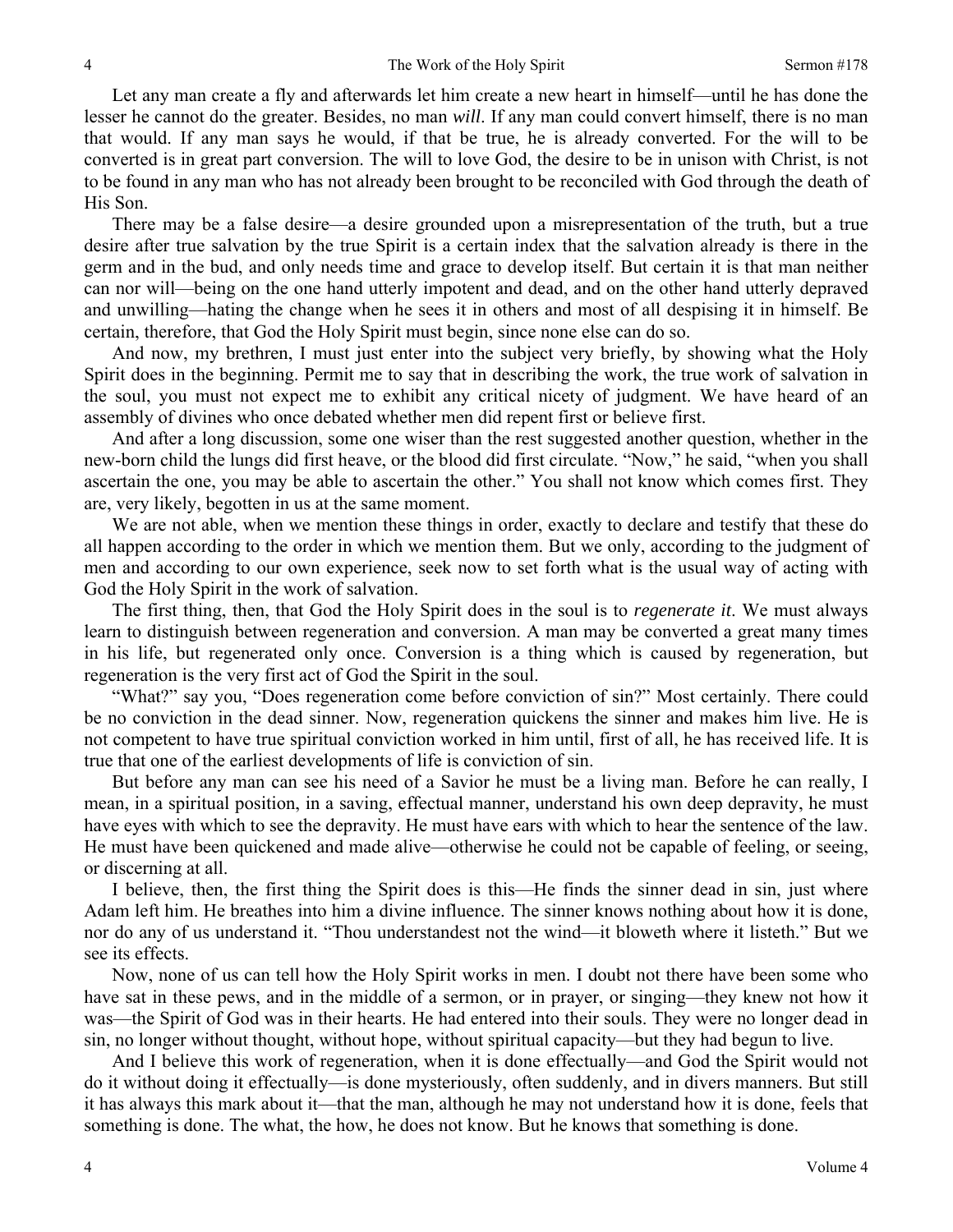Let any man create a fly and afterwards let him create a new heart in himself—until he has done the lesser he cannot do the greater. Besides, no man *will*. If any man could convert himself, there is no man that would. If any man says he would, if that be true, he is already converted. For the will to be converted is in great part conversion. The will to love God, the desire to be in unison with Christ, is not to be found in any man who has not already been brought to be reconciled with God through the death of His Son.

There may be a false desire—a desire grounded upon a misrepresentation of the truth, but a true desire after true salvation by the true Spirit is a certain index that the salvation already is there in the germ and in the bud, and only needs time and grace to develop itself. But certain it is that man neither can nor will—being on the one hand utterly impotent and dead, and on the other hand utterly depraved and unwilling—hating the change when he sees it in others and most of all despising it in himself. Be certain, therefore, that God the Holy Spirit must begin, since none else can do so.

And now, my brethren, I must just enter into the subject very briefly, by showing what the Holy Spirit does in the beginning. Permit me to say that in describing the work, the true work of salvation in the soul, you must not expect me to exhibit any critical nicety of judgment. We have heard of an assembly of divines who once debated whether men did repent first or believe first.

And after a long discussion, some one wiser than the rest suggested another question, whether in the new-born child the lungs did first heave, or the blood did first circulate. "Now," he said, "when you shall ascertain the one, you may be able to ascertain the other." You shall not know which comes first. They are, very likely, begotten in us at the same moment.

We are not able, when we mention these things in order, exactly to declare and testify that these do all happen according to the order in which we mention them. But we only, according to the judgment of men and according to our own experience, seek now to set forth what is the usual way of acting with God the Holy Spirit in the work of salvation.

The first thing, then, that God the Holy Spirit does in the soul is to *regenerate it*. We must always learn to distinguish between regeneration and conversion. A man may be converted a great many times in his life, but regenerated only once. Conversion is a thing which is caused by regeneration, but regeneration is the very first act of God the Spirit in the soul.

"What?" say you, "Does regeneration come before conviction of sin?" Most certainly. There could be no conviction in the dead sinner. Now, regeneration quickens the sinner and makes him live. He is not competent to have true spiritual conviction worked in him until, first of all, he has received life. It is true that one of the earliest developments of life is conviction of sin.

But before any man can see his need of a Savior he must be a living man. Before he can really, I mean, in a spiritual position, in a saving, effectual manner, understand his own deep depravity, he must have eyes with which to see the depravity. He must have ears with which to hear the sentence of the law. He must have been quickened and made alive—otherwise he could not be capable of feeling, or seeing, or discerning at all.

I believe, then, the first thing the Spirit does is this—He finds the sinner dead in sin, just where Adam left him. He breathes into him a divine influence. The sinner knows nothing about how it is done, nor do any of us understand it. "Thou understandest not the wind—it bloweth where it listeth." But we see its effects.

Now, none of us can tell how the Holy Spirit works in men. I doubt not there have been some who have sat in these pews, and in the middle of a sermon, or in prayer, or singing—they knew not how it was—the Spirit of God was in their hearts. He had entered into their souls. They were no longer dead in sin, no longer without thought, without hope, without spiritual capacity—but they had begun to live.

And I believe this work of regeneration, when it is done effectually—and God the Spirit would not do it without doing it effectually—is done mysteriously, often suddenly, and in divers manners. But still it has always this mark about it—that the man, although he may not understand how it is done, feels that something is done. The what, the how, he does not know. But he knows that something is done.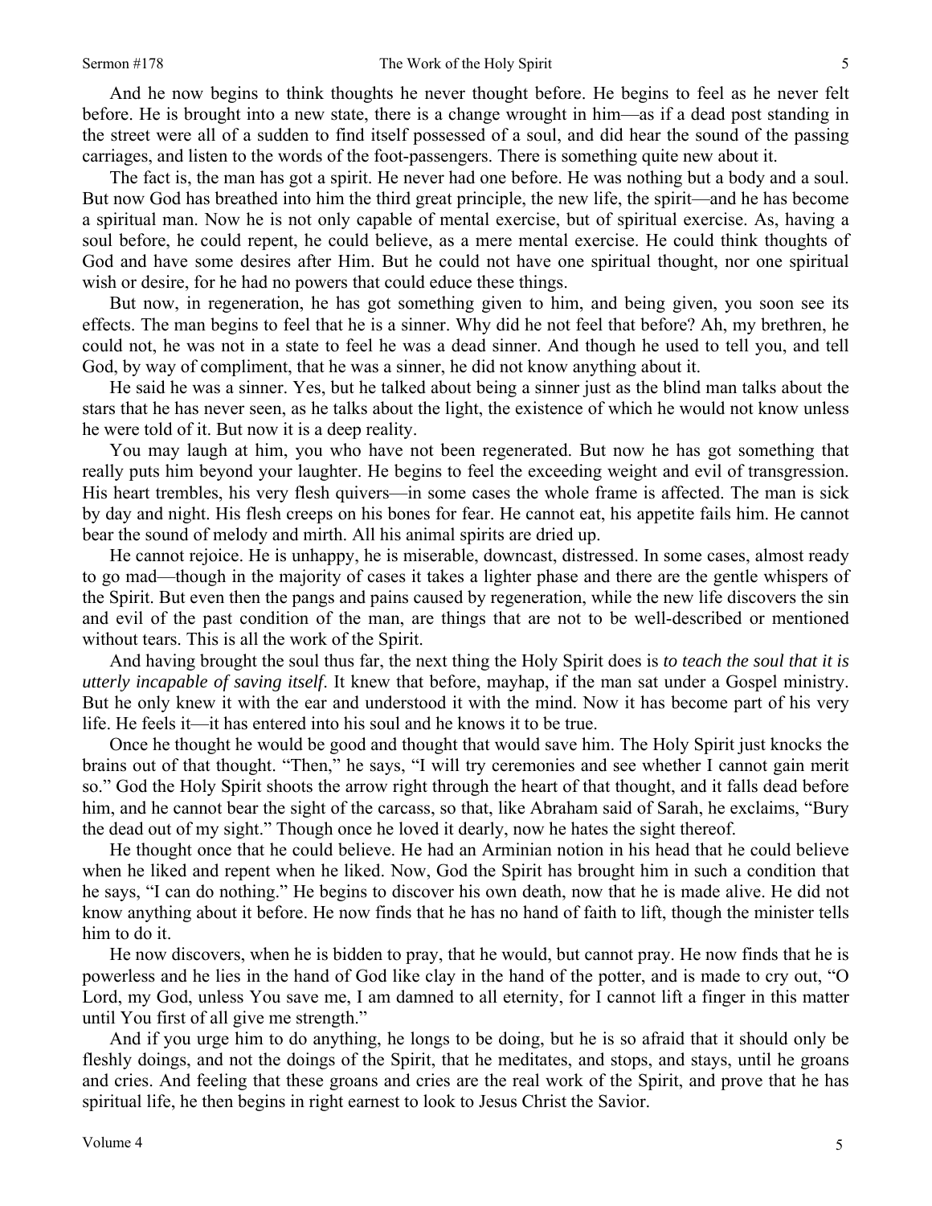And he now begins to think thoughts he never thought before. He begins to feel as he never felt before. He is brought into a new state, there is a change wrought in him—as if a dead post standing in the street were all of a sudden to find itself possessed of a soul, and did hear the sound of the passing carriages, and listen to the words of the foot-passengers. There is something quite new about it.

The fact is, the man has got a spirit. He never had one before. He was nothing but a body and a soul. But now God has breathed into him the third great principle, the new life, the spirit—and he has become a spiritual man. Now he is not only capable of mental exercise, but of spiritual exercise. As, having a soul before, he could repent, he could believe, as a mere mental exercise. He could think thoughts of God and have some desires after Him. But he could not have one spiritual thought, nor one spiritual wish or desire, for he had no powers that could educe these things.

But now, in regeneration, he has got something given to him, and being given, you soon see its effects. The man begins to feel that he is a sinner. Why did he not feel that before? Ah, my brethren, he could not, he was not in a state to feel he was a dead sinner. And though he used to tell you, and tell God, by way of compliment, that he was a sinner, he did not know anything about it.

He said he was a sinner. Yes, but he talked about being a sinner just as the blind man talks about the stars that he has never seen, as he talks about the light, the existence of which he would not know unless he were told of it. But now it is a deep reality.

You may laugh at him, you who have not been regenerated. But now he has got something that really puts him beyond your laughter. He begins to feel the exceeding weight and evil of transgression. His heart trembles, his very flesh quivers—in some cases the whole frame is affected. The man is sick by day and night. His flesh creeps on his bones for fear. He cannot eat, his appetite fails him. He cannot bear the sound of melody and mirth. All his animal spirits are dried up.

He cannot rejoice. He is unhappy, he is miserable, downcast, distressed. In some cases, almost ready to go mad—though in the majority of cases it takes a lighter phase and there are the gentle whispers of the Spirit. But even then the pangs and pains caused by regeneration, while the new life discovers the sin and evil of the past condition of the man, are things that are not to be well-described or mentioned without tears. This is all the work of the Spirit.

And having brought the soul thus far, the next thing the Holy Spirit does is *to teach the soul that it is utterly incapable of saving itself*. It knew that before, mayhap, if the man sat under a Gospel ministry. But he only knew it with the ear and understood it with the mind. Now it has become part of his very life. He feels it—it has entered into his soul and he knows it to be true.

Once he thought he would be good and thought that would save him. The Holy Spirit just knocks the brains out of that thought. "Then," he says, "I will try ceremonies and see whether I cannot gain merit so." God the Holy Spirit shoots the arrow right through the heart of that thought, and it falls dead before him, and he cannot bear the sight of the carcass, so that, like Abraham said of Sarah, he exclaims, "Bury the dead out of my sight." Though once he loved it dearly, now he hates the sight thereof.

He thought once that he could believe. He had an Arminian notion in his head that he could believe when he liked and repent when he liked. Now, God the Spirit has brought him in such a condition that he says, "I can do nothing." He begins to discover his own death, now that he is made alive. He did not know anything about it before. He now finds that he has no hand of faith to lift, though the minister tells him to do it.

He now discovers, when he is bidden to pray, that he would, but cannot pray. He now finds that he is powerless and he lies in the hand of God like clay in the hand of the potter, and is made to cry out, "O Lord, my God, unless You save me, I am damned to all eternity, for I cannot lift a finger in this matter until You first of all give me strength."

And if you urge him to do anything, he longs to be doing, but he is so afraid that it should only be fleshly doings, and not the doings of the Spirit, that he meditates, and stops, and stays, until he groans and cries. And feeling that these groans and cries are the real work of the Spirit, and prove that he has spiritual life, he then begins in right earnest to look to Jesus Christ the Savior.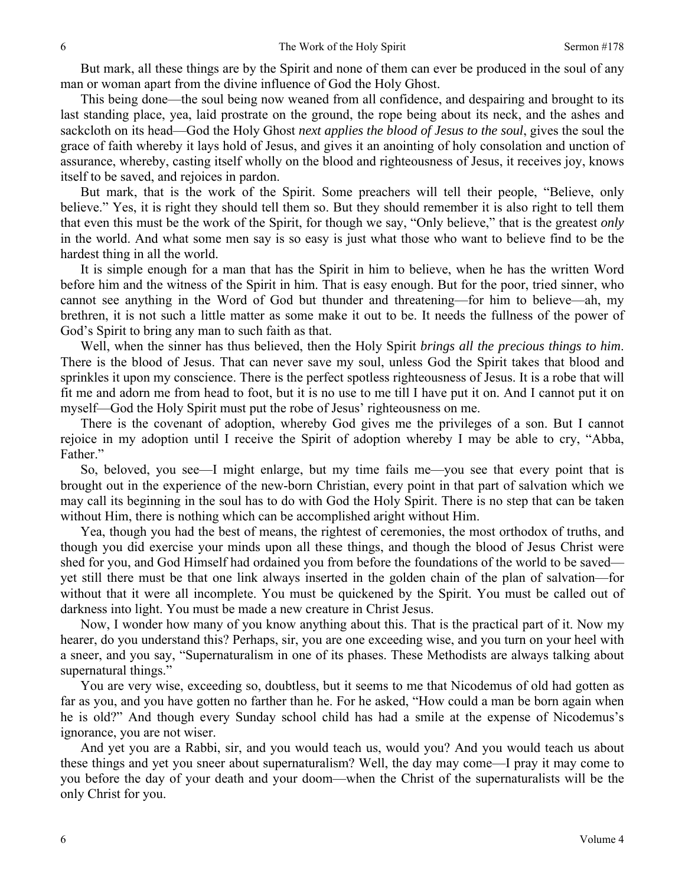But mark, all these things are by the Spirit and none of them can ever be produced in the soul of any man or woman apart from the divine influence of God the Holy Ghost.

This being done—the soul being now weaned from all confidence, and despairing and brought to its last standing place, yea, laid prostrate on the ground, the rope being about its neck, and the ashes and sackcloth on its head—God the Holy Ghost *next applies the blood of Jesus to the soul*, gives the soul the grace of faith whereby it lays hold of Jesus, and gives it an anointing of holy consolation and unction of assurance, whereby, casting itself wholly on the blood and righteousness of Jesus, it receives joy, knows itself to be saved, and rejoices in pardon.

But mark, that is the work of the Spirit. Some preachers will tell their people, "Believe, only believe." Yes, it is right they should tell them so. But they should remember it is also right to tell them that even this must be the work of the Spirit, for though we say, "Only believe," that is the greatest *only* in the world. And what some men say is so easy is just what those who want to believe find to be the hardest thing in all the world.

It is simple enough for a man that has the Spirit in him to believe, when he has the written Word before him and the witness of the Spirit in him. That is easy enough. But for the poor, tried sinner, who cannot see anything in the Word of God but thunder and threatening—for him to believe—ah, my brethren, it is not such a little matter as some make it out to be. It needs the fullness of the power of God's Spirit to bring any man to such faith as that.

Well, when the sinner has thus believed, then the Holy Spirit *brings all the precious things to him*. There is the blood of Jesus. That can never save my soul, unless God the Spirit takes that blood and sprinkles it upon my conscience. There is the perfect spotless righteousness of Jesus. It is a robe that will fit me and adorn me from head to foot, but it is no use to me till I have put it on. And I cannot put it on myself—God the Holy Spirit must put the robe of Jesus' righteousness on me.

There is the covenant of adoption, whereby God gives me the privileges of a son. But I cannot rejoice in my adoption until I receive the Spirit of adoption whereby I may be able to cry, "Abba, Father."

So, beloved, you see—I might enlarge, but my time fails me—you see that every point that is brought out in the experience of the new-born Christian, every point in that part of salvation which we may call its beginning in the soul has to do with God the Holy Spirit. There is no step that can be taken without Him, there is nothing which can be accomplished aright without Him.

Yea, though you had the best of means, the rightest of ceremonies, the most orthodox of truths, and though you did exercise your minds upon all these things, and though the blood of Jesus Christ were shed for you, and God Himself had ordained you from before the foundations of the world to be saved—yet still there must be that one link always inserted in the golden chain of the plan of salvation—for without that it were all incomplete. You must be quickened by the Spirit. You must be called out of darkness into light. You must be made a new creature in Christ Jesus.

Now, I wonder how many of you know anything about this. That is the practical part of it. Now my hearer, do you understand this? Perhaps, sir, you are one exceeding wise, and you turn on your heel with a sneer, and you say, "Supernaturalism in one of its phases. These Methodists are always talking about supernatural things."

You are very wise, exceeding so, doubtless, but it seems to me that Nicodemus of old had gotten as far as you, and you have gotten no farther than he. For he asked, "How could a man be born again when he is old?" And though every Sunday school child has had a smile at the expense of Nicodemus's ignorance, you are not wiser.

And yet you are a Rabbi, sir, and you would teach us, would you? And you would teach us about these things and yet you sneer about supernaturalism? Well, the day may come—I pray it may come to you before the day of your death and your doom—when the Christ of the supernaturalists will be the only Christ for you.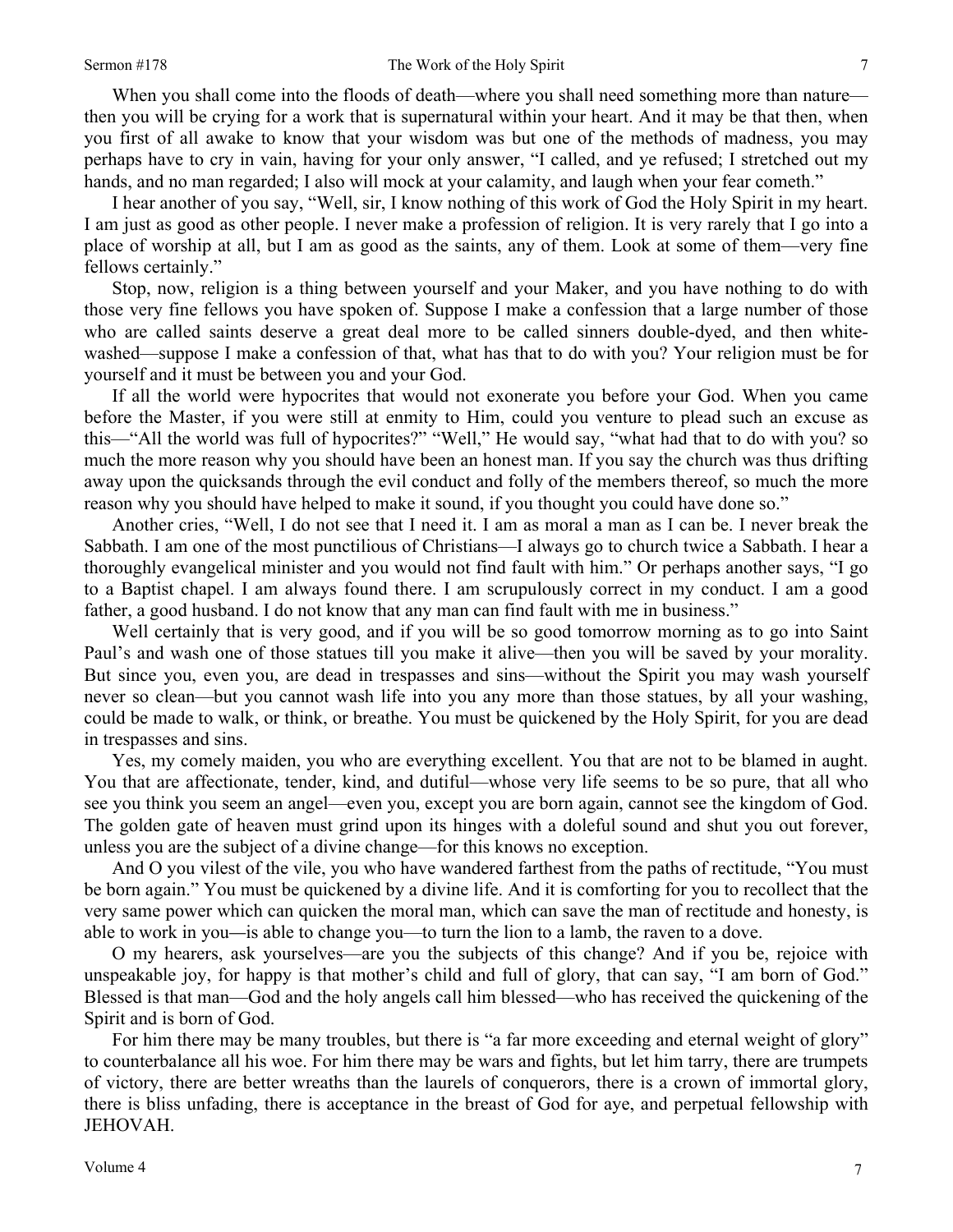When you shall come into the floods of death—where you shall need something more than nature—then you will be crying for a work that is supernatural within your heart. And it may be that then, when you first of all awake to know that your wisdom was but one of the methods of madness, you may perhaps have to cry in vain, having for your only answer, "I called, and ye refused; I stretched out my hands, and no man regarded; I also will mock at your calamity, and laugh when your fear cometh."

I hear another of you say, "Well, sir, I know nothing of this work of God the Holy Spirit in my heart. I am just as good as other people. I never make a profession of religion. It is very rarely that I go into a place of worship at all, but I am as good as the saints, any of them. Look at some of them—very fine fellows certainly."

Stop, now, religion is a thing between yourself and your Maker, and you have nothing to do with those very fine fellows you have spoken of. Suppose I make a confession that a large number of those who are called saints deserve a great deal more to be called sinners double-dyed, and then white-washed—suppose I make a confession of that, what has that to do with you? Your religion must be for yourself and it must be between you and your God.

If all the world were hypocrites that would not exonerate you before your God. When you came before the Master, if you were still at enmity to Him, could you venture to plead such an excuse as this—"All the world was full of hypocrites?" "Well," He would say, "what had that to do with you? so much the more reason why you should have been an honest man. If you say the church was thus drifting away upon the quicksands through the evil conduct and folly of the members thereof, so much the more reason why you should have helped to make it sound, if you thought you could have done so."

Another cries, "Well, I do not see that I need it. I am as moral a man as I can be. I never break the Sabbath. I am one of the most punctilious of Christians—I always go to church twice a Sabbath. I hear a thoroughly evangelical minister and you would not find fault with him." Or perhaps another says, "I go to a Baptist chapel. I am always found there. I am scrupulously correct in my conduct. I am a good father, a good husband. I do not know that any man can find fault with me in business."

Well certainly that is very good, and if you will be so good tomorrow morning as to go into Saint Paul's and wash one of those statues till you make it alive—then you will be saved by your morality. But since you, even you, are dead in trespasses and sins—without the Spirit you may wash yourself never so clean—but you cannot wash life into you any more than those statues, by all your washing, could be made to walk, or think, or breathe. You must be quickened by the Holy Spirit, for you are dead in trespasses and sins.

Yes, my comely maiden, you who are everything excellent. You that are not to be blamed in aught. You that are affectionate, tender, kind, and dutiful—whose very life seems to be so pure, that all who see you think you seem an angel—even you, except you are born again, cannot see the kingdom of God. The golden gate of heaven must grind upon its hinges with a doleful sound and shut you out forever, unless you are the subject of a divine change—for this knows no exception.

And O you vilest of the vile, you who have wandered farthest from the paths of rectitude, "You must be born again." You must be quickened by a divine life. And it is comforting for you to recollect that the very same power which can quicken the moral man, which can save the man of rectitude and honesty, is able to work in you—is able to change you—to turn the lion to a lamb, the raven to a dove.

O my hearers, ask yourselves—are you the subjects of this change? And if you be, rejoice with unspeakable joy, for happy is that mother's child and full of glory, that can say, "I am born of God." Blessed is that man—God and the holy angels call him blessed—who has received the quickening of the Spirit and is born of God.

For him there may be many troubles, but there is "a far more exceeding and eternal weight of glory" to counterbalance all his woe. For him there may be wars and fights, but let him tarry, there are trumpets of victory, there are better wreaths than the laurels of conquerors, there is a crown of immortal glory, there is bliss unfading, there is acceptance in the breast of God for aye, and perpetual fellowship with JEHOVAH.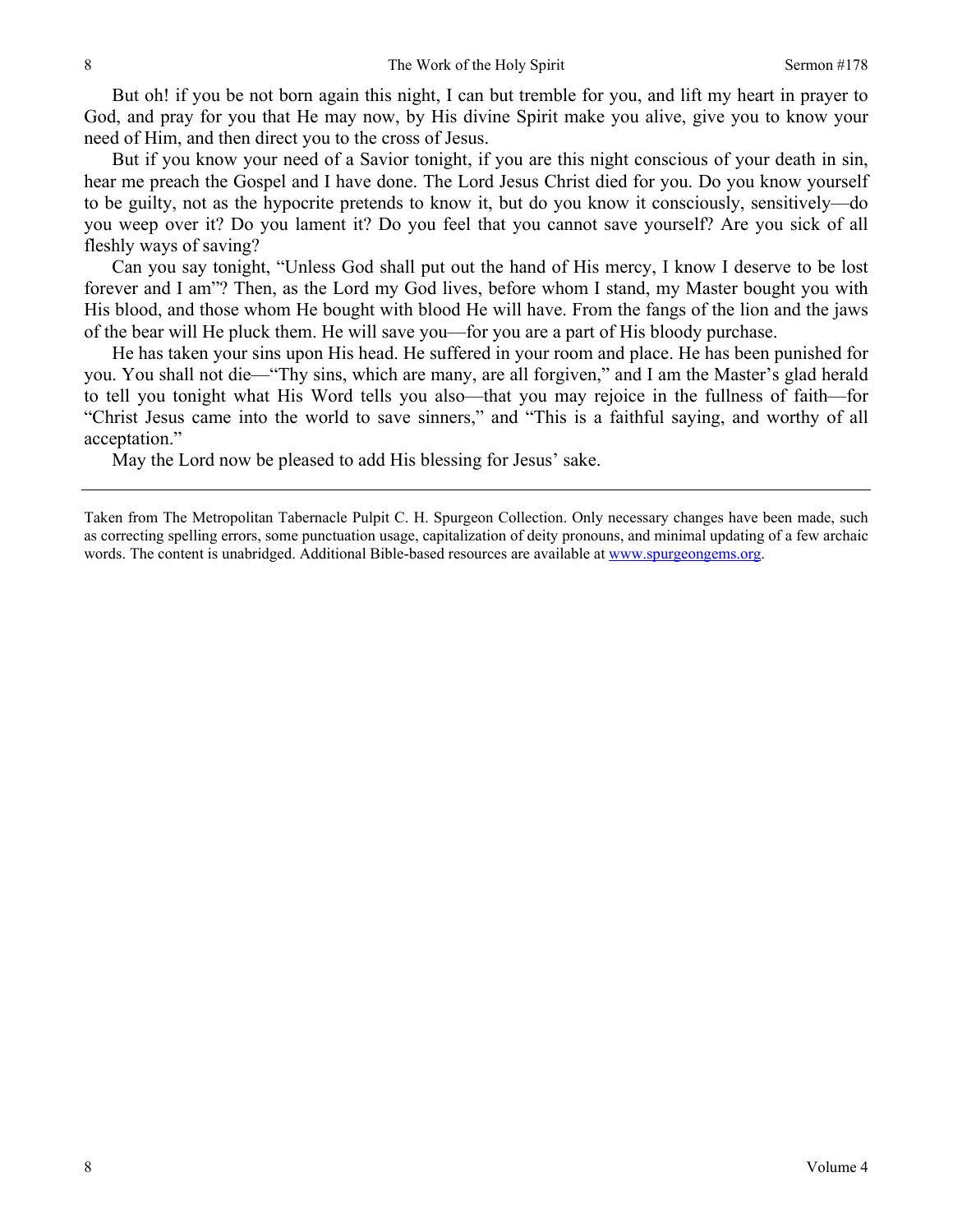But oh! if you be not born again this night, I can but tremble for you, and lift my heart in prayer to God, and pray for you that He may now, by His divine Spirit make you alive, give you to know your need of Him, and then direct you to the cross of Jesus.

But if you know your need of a Savior tonight, if you are this night conscious of your death in sin, hear me preach the Gospel and I have done. The Lord Jesus Christ died for you. Do you know yourself to be guilty, not as the hypocrite pretends to know it, but do you know it consciously, sensitively—do you weep over it? Do you lament it? Do you feel that you cannot save yourself? Are you sick of all fleshly ways of saving?

Can you say tonight, "Unless God shall put out the hand of His mercy, I know I deserve to be lost forever and I am"? Then, as the Lord my God lives, before whom I stand, my Master bought you with His blood, and those whom He bought with blood He will have. From the fangs of the lion and the jaws of the bear will He pluck them. He will save you—for you are a part of His bloody purchase.

He has taken your sins upon His head. He suffered in your room and place. He has been punished for you. You shall not die—"Thy sins, which are many, are all forgiven," and I am the Master's glad herald to tell you tonight what His Word tells you also—that you may rejoice in the fullness of faith—for "Christ Jesus came into the world to save sinners," and "This is a faithful saying, and worthy of all acceptation."

May the Lord now be pleased to add His blessing for Jesus' sake.

---

Taken from The Metropolitan Tabernacle Pulpit C. H. Spurgeon Collection. Only necessary changes have been made, such as correcting spelling errors, some punctuation usage, capitalization of deity pronouns, and minimal updating of a few archaic words. The content is unabridged. Additional Bible-based resources are available at www.spurgeongems.org.